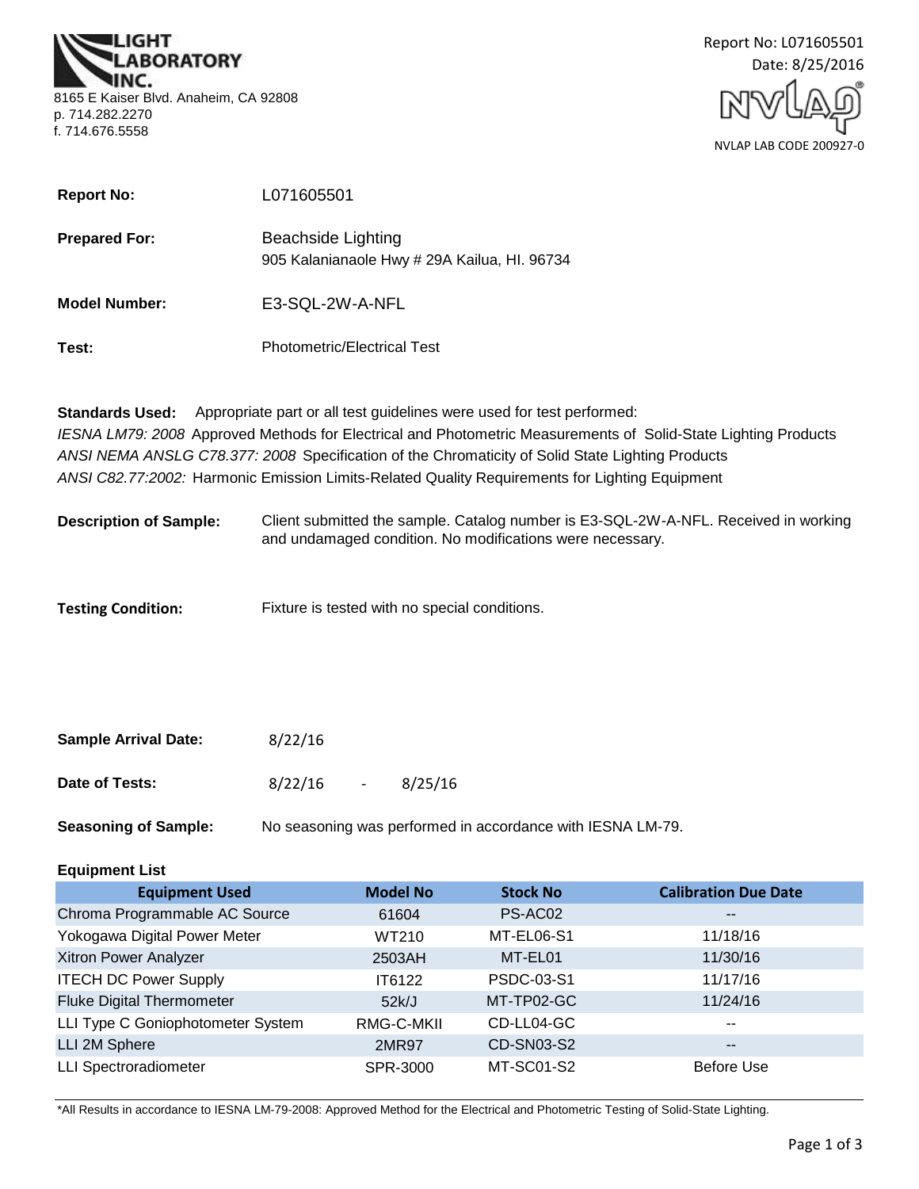**LIGHT LABORATORY INC.**
8165 E Kaiser Blvd. Anaheim, CA 92808
p. 714.282.2270
f. 714.676.5558

Report No: L071605501
Date: 8/25/2016

NVLAP LAB CODE 200927-0

**Report No:** L071605501

**Prepared For:** Beachside Lighting
905 Kalanianaole Hwy # 29A Kailua, HI. 96734

**Model Number:** E3-SQL-2W-A-NFL

**Test:** Photometric/Electrical Test

**Standards Used:** Appropriate part or all test guidelines were used for test performed:
*IESNA LM79: 2008* Approved Methods for Electrical and Photometric Measurements of Solid-State Lighting Products
*ANSI NEMA ANSLG C78.377: 2008* Specification of the Chromaticity of Solid State Lighting Products
*ANSI C82.77:2002:* Harmonic Emission Limits-Related Quality Requirements for Lighting Equipment

**Description of Sample:** Client submitted the sample. Catalog number is E3-SQL-2W-A-NFL. Received in working and undamaged condition. No modifications were necessary.

**Testing Condition:** Fixture is tested with no special conditions.

**Sample Arrival Date:** 8/22/16

**Date of Tests:** 8/22/16 - 8/25/16

**Seasoning of Sample:** No seasoning was performed in accordance with IESNA LM-79.

**Equipment List**

| Equipment Used | Model No | Stock No | Calibration Due Date |
|---|---|---|---|
| Chroma Programmable AC Source | 61604 | PS-AC02 | -- |
| Yokogawa Digital Power Meter | WT210 | MT-EL06-S1 | 11/18/16 |
| Xitron Power Analyzer | 2503AH | MT-EL01 | 11/30/16 |
| ITECH DC Power Supply | IT6122 | PSDC-03-S1 | 11/17/16 |
| Fluke Digital Thermometer | 52k/J | MT-TP02-GC | 11/24/16 |
| LLI Type C Goniophotometer System | RMG-C-MKII | CD-LL04-GC | -- |
| LLI 2M Sphere | 2MR97 | CD-SN03-S2 | -- |
| LLI Spectroradiometer | SPR-3000 | MT-SC01-S2 | Before Use |

*All Results in accordance to IESNA LM-79-2008: Approved Method for the Electrical and Photometric Testing of Solid-State Lighting.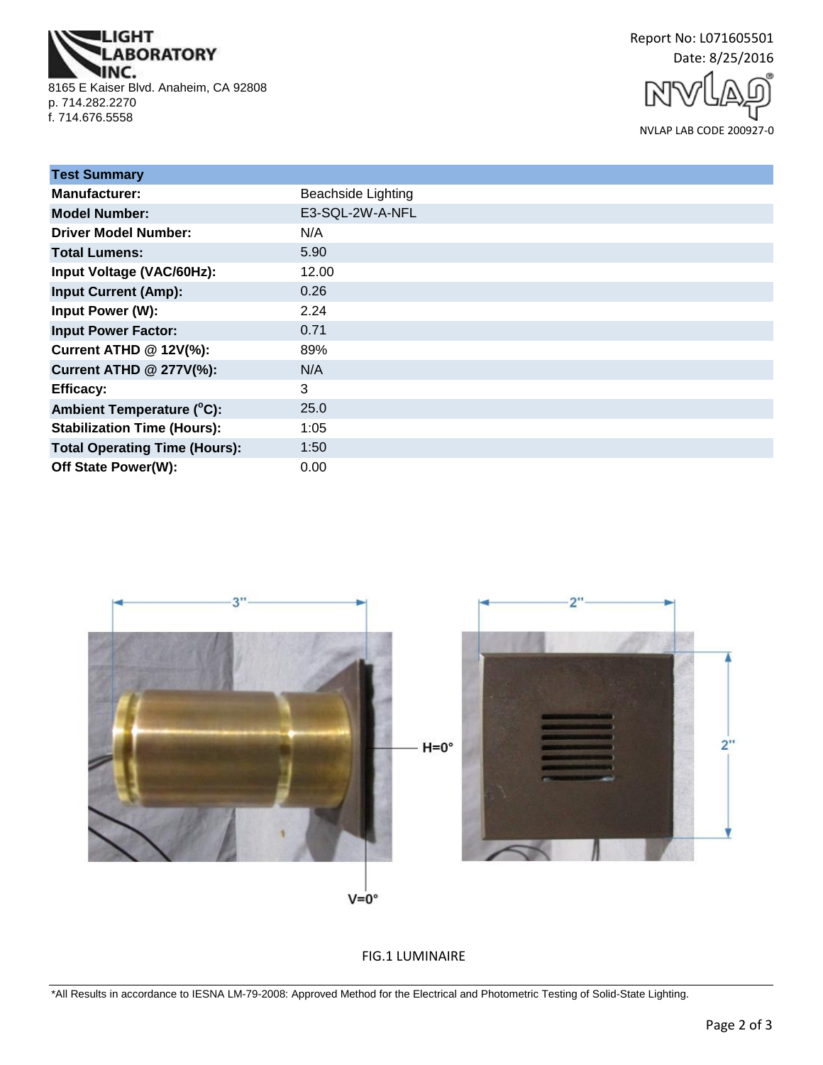LIGHT LABORATORY INC.
8165 E Kaiser Blvd. Anaheim, CA 92808
p. 714.282.2270
f. 714.676.5558

Report No: L071605501
Date: 8/25/2016

NVLAP LAB CODE 200927-0

| Test Summary | |
|---|---|
| **Manufacturer:** | Beachside Lighting |
| **Model Number:** | E3-SQL-2W-A-NFL |
| **Driver Model Number:** | N/A |
| **Total Lumens:** | 5.90 |
| **Input Voltage (VAC/60Hz):** | 12.00 |
| **Input Current (Amp):** | 0.26 |
| **Input Power (W):** | 2.24 |
| **Input Power Factor:** | 0.71 |
| **Current ATHD @ 12V(%):** | 89% |
| **Current ATHD @ 277V(%):** | N/A |
| **Efficacy:** | 3 |
| **Ambient Temperature (°C):** | 25.0 |
| **Stabilization Time (Hours):** | 1:05 |
| **Total Operating Time (Hours):** | 1:50 |
| **Off State Power(W):** | 0.00 |

3"   2"   2"   H=0°   V=0°

FIG.1 LUMINAIRE

*All Results in accordance to IESNA LM-79-2008: Approved Method for the Electrical and Photometric Testing of Solid-State Lighting.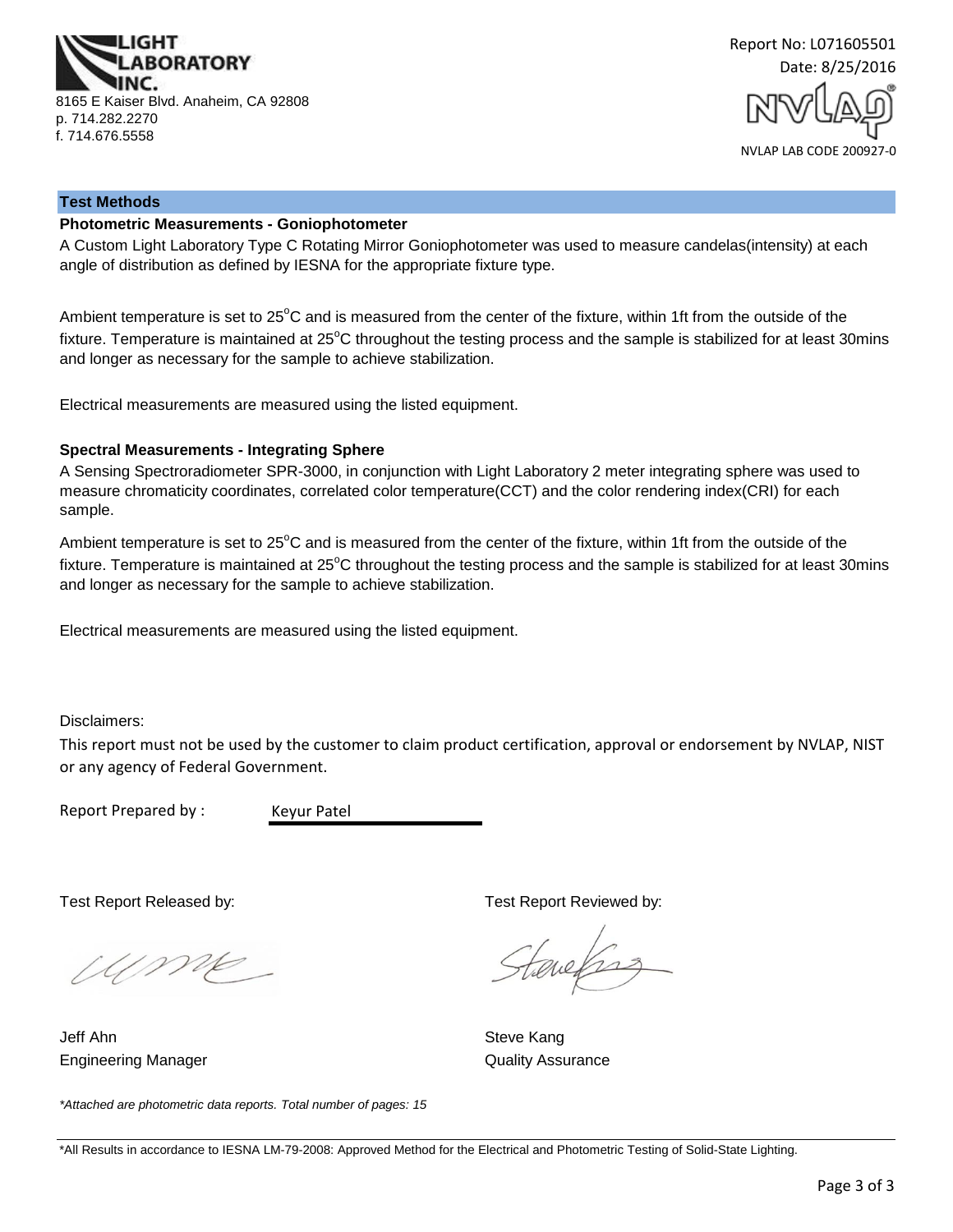LIGHT LABORATORY INC.
8165 E Kaiser Blvd. Anaheim, CA 92808
p. 714.282.2270
f. 714.676.5558

Report No: L071605501
Date: 8/25/2016

NVLAP LAB CODE 200927-0

## Test Methods

### Photometric Measurements - Goniophotometer

A Custom Light Laboratory Type C Rotating Mirror Goniophotometer was used to measure candelas(intensity) at each angle of distribution as defined by IESNA for the appropriate fixture type.

Ambient temperature is set to 25°C and is measured from the center of the fixture, within 1ft from the outside of the fixture. Temperature is maintained at 25°C throughout the testing process and the sample is stabilized for at least 30mins and longer as necessary for the sample to achieve stabilization.

Electrical measurements are measured using the listed equipment.

### Spectral Measurements - Integrating Sphere

A Sensing Spectroradiometer SPR-3000, in conjunction with Light Laboratory 2 meter integrating sphere was used to measure chromaticity coordinates, correlated color temperature(CCT) and the color rendering index(CRI) for each sample.

Ambient temperature is set to 25°C and is measured from the center of the fixture, within 1ft from the outside of the fixture. Temperature is maintained at 25°C throughout the testing process and the sample is stabilized for at least 30mins and longer as necessary for the sample to achieve stabilization.

Electrical measurements are measured using the listed equipment.

Disclaimers:

This report must not be used by the customer to claim product certification, approval or endorsement by NVLAP, NIST or any agency of Federal Government.

Report Prepared by : Keyur Patel

Test Report Released by:

Jeff Ahn
Engineering Manager

Test Report Reviewed by:

Steve Kang
Quality Assurance

*\*Attached are photometric data reports. Total number of pages: 15*

\*All Results in accordance to IESNA LM-79-2008: Approved Method for the Electrical and Photometric Testing of Solid-State Lighting.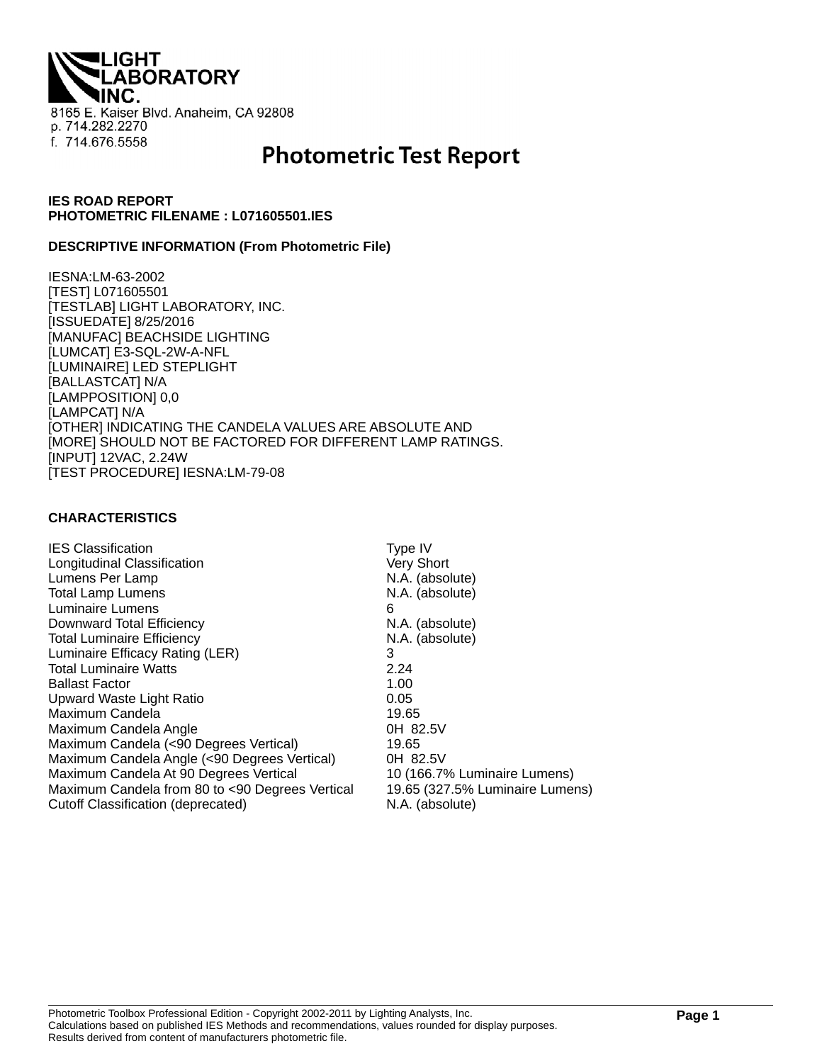LIGHT LABORATORY INC.

8165 E. Kaiser Blvd. Anaheim, CA 92808
p. 714.282.2270
f. 714.676.5558

# Photometric Test Report

**IES ROAD REPORT**
**PHOTOMETRIC FILENAME : L071605501.IES**

**DESCRIPTIVE INFORMATION (From Photometric File)**

IESNA:LM-63-2002
[TEST] L071605501
[TESTLAB] LIGHT LABORATORY, INC.
[ISSUEDATE] 8/25/2016
[MANUFAC] BEACHSIDE LIGHTING
[LUMCAT] E3-SQL-2W-A-NFL
[LUMINAIRE] LED STEPLIGHT
[BALLASTCAT] N/A
[LAMPPOSITION] 0,0
[LAMPCAT] N/A
[OTHER] INDICATING THE CANDELA VALUES ARE ABSOLUTE AND
[MORE] SHOULD NOT BE FACTORED FOR DIFFERENT LAMP RATINGS.
[INPUT] 12VAC, 2.24W
[TEST PROCEDURE] IESNA:LM-79-08

**CHARACTERISTICS**

| | |
|---|---|
| IES Classification | Type IV |
| Longitudinal Classification | Very Short |
| Lumens Per Lamp | N.A. (absolute) |
| Total Lamp Lumens | N.A. (absolute) |
| Luminaire Lumens | 6 |
| Downward Total Efficiency | N.A. (absolute) |
| Total Luminaire Efficiency | N.A. (absolute) |
| Luminaire Efficacy Rating (LER) | 3 |
| Total Luminaire Watts | 2.24 |
| Ballast Factor | 1.00 |
| Upward Waste Light Ratio | 0.05 |
| Maximum Candela | 19.65 |
| Maximum Candela Angle | 0H 82.5V |
| Maximum Candela (<90 Degrees Vertical) | 19.65 |
| Maximum Candela Angle (<90 Degrees Vertical) | 0H 82.5V |
| Maximum Candela At 90 Degrees Vertical | 10 (166.7% Luminaire Lumens) |
| Maximum Candela from 80 to <90 Degrees Vertical | 19.65 (327.5% Luminaire Lumens) |
| Cutoff Classification (deprecated) | N.A. (absolute) |

Photometric Toolbox Professional Edition - Copyright 2002-2011 by Lighting Analysts, Inc.
Calculations based on published IES Methods and recommendations, values rounded for display purposes.
Results derived from content of manufacturers photometric file.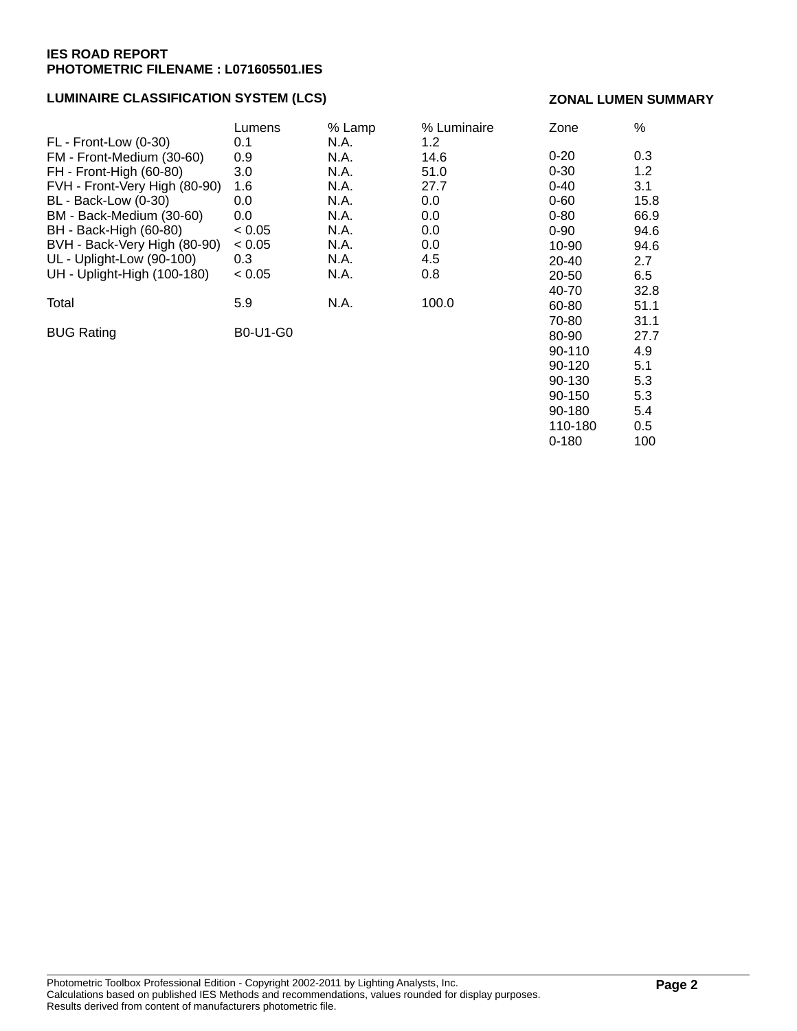**IES ROAD REPORT**
**PHOTOMETRIC FILENAME : L071605501.IES**

## LUMINAIRE CLASSIFICATION SYSTEM (LCS)

| | Lumens | % Lamp | % Luminaire |
|---|---|---|---|
| FL - Front-Low (0-30) | 0.1 | N.A. | 1.2 |
| FM - Front-Medium (30-60) | 0.9 | N.A. | 14.6 |
| FH - Front-High (60-80) | 3.0 | N.A. | 51.0 |
| FVH - Front-Very High (80-90) | 1.6 | N.A. | 27.7 |
| BL - Back-Low (0-30) | 0.0 | N.A. | 0.0 |
| BM - Back-Medium (30-60) | 0.0 | N.A. | 0.0 |
| BH - Back-High (60-80) | < 0.05 | N.A. | 0.0 |
| BVH - Back-Very High (80-90) | < 0.05 | N.A. | 0.0 |
| UL - Uplight-Low (90-100) | 0.3 | N.A. | 4.5 |
| UH - Uplight-High (100-180) | < 0.05 | N.A. | 0.8 |
| Total | 5.9 | N.A. | 100.0 |
| BUG Rating | B0-U1-G0 | | |

## ZONAL LUMEN SUMMARY

| Zone | % |
|---|---|
| 0-20 | 0.3 |
| 0-30 | 1.2 |
| 0-40 | 3.1 |
| 0-60 | 15.8 |
| 0-80 | 66.9 |
| 0-90 | 94.6 |
| 10-90 | 94.6 |
| 20-40 | 2.7 |
| 20-50 | 6.5 |
| 40-70 | 32.8 |
| 60-80 | 51.1 |
| 70-80 | 31.1 |
| 80-90 | 27.7 |
| 90-110 | 4.9 |
| 90-120 | 5.1 |
| 90-130 | 5.3 |
| 90-150 | 5.3 |
| 90-180 | 5.4 |
| 110-180 | 0.5 |
| 0-180 | 100 |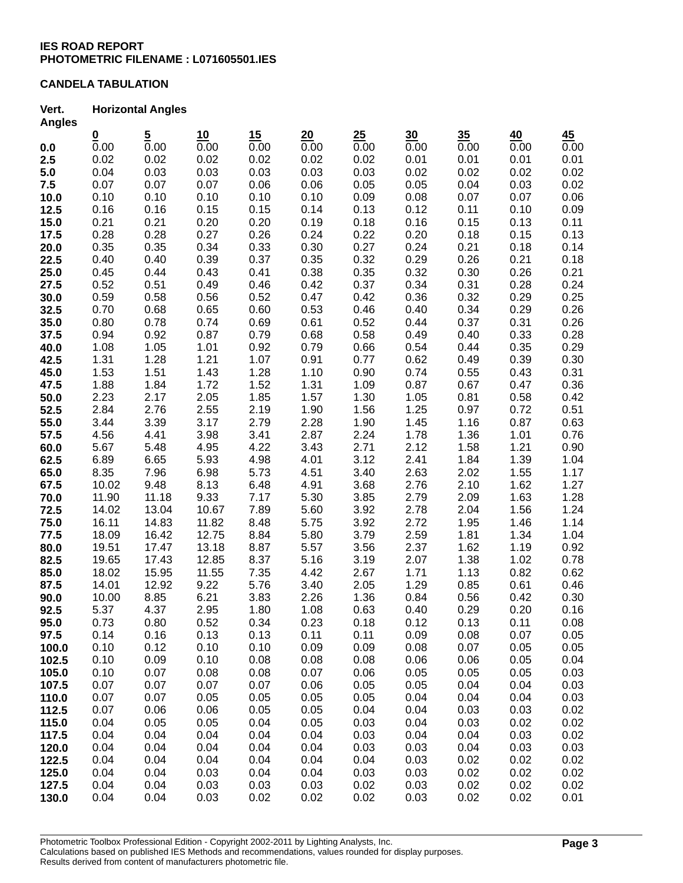**IES ROAD REPORT**
**PHOTOMETRIC FILENAME : L071605501.IES**

**CANDELA TABULATION**

| Vert. Angles | Horizontal Angles | | | | | | | | | |
|---|---|---|---|---|---|---|---|---|---|---|
| | 0 | 5 | 10 | 15 | 20 | 25 | 30 | 35 | 40 | 45 |
| 0.0 | 0.00 | 0.00 | 0.00 | 0.00 | 0.00 | 0.00 | 0.00 | 0.00 | 0.00 | 0.00 |
| 2.5 | 0.02 | 0.02 | 0.02 | 0.02 | 0.02 | 0.02 | 0.01 | 0.01 | 0.01 | 0.01 |
| 5.0 | 0.04 | 0.03 | 0.03 | 0.03 | 0.03 | 0.03 | 0.02 | 0.02 | 0.02 | 0.02 |
| 7.5 | 0.07 | 0.07 | 0.07 | 0.06 | 0.06 | 0.05 | 0.05 | 0.04 | 0.03 | 0.02 |
| 10.0 | 0.10 | 0.10 | 0.10 | 0.10 | 0.10 | 0.09 | 0.08 | 0.07 | 0.07 | 0.06 |
| 12.5 | 0.16 | 0.16 | 0.15 | 0.15 | 0.14 | 0.13 | 0.12 | 0.11 | 0.10 | 0.09 |
| 15.0 | 0.21 | 0.21 | 0.20 | 0.20 | 0.19 | 0.18 | 0.16 | 0.15 | 0.13 | 0.11 |
| 17.5 | 0.28 | 0.28 | 0.27 | 0.26 | 0.24 | 0.22 | 0.20 | 0.18 | 0.15 | 0.13 |
| 20.0 | 0.35 | 0.35 | 0.34 | 0.33 | 0.30 | 0.27 | 0.24 | 0.21 | 0.18 | 0.14 |
| 22.5 | 0.40 | 0.40 | 0.39 | 0.37 | 0.35 | 0.32 | 0.29 | 0.26 | 0.21 | 0.18 |
| 25.0 | 0.45 | 0.44 | 0.43 | 0.41 | 0.38 | 0.35 | 0.32 | 0.30 | 0.26 | 0.21 |
| 27.5 | 0.52 | 0.51 | 0.49 | 0.46 | 0.42 | 0.37 | 0.34 | 0.31 | 0.28 | 0.24 |
| 30.0 | 0.59 | 0.58 | 0.56 | 0.52 | 0.47 | 0.42 | 0.36 | 0.32 | 0.29 | 0.25 |
| 32.5 | 0.70 | 0.68 | 0.65 | 0.60 | 0.53 | 0.46 | 0.40 | 0.34 | 0.29 | 0.26 |
| 35.0 | 0.80 | 0.78 | 0.74 | 0.69 | 0.61 | 0.52 | 0.44 | 0.37 | 0.31 | 0.26 |
| 37.5 | 0.94 | 0.92 | 0.87 | 0.79 | 0.68 | 0.58 | 0.49 | 0.40 | 0.33 | 0.28 |
| 40.0 | 1.08 | 1.05 | 1.01 | 0.92 | 0.79 | 0.66 | 0.54 | 0.44 | 0.35 | 0.29 |
| 42.5 | 1.31 | 1.28 | 1.21 | 1.07 | 0.91 | 0.77 | 0.62 | 0.49 | 0.39 | 0.30 |
| 45.0 | 1.53 | 1.51 | 1.43 | 1.28 | 1.10 | 0.90 | 0.74 | 0.55 | 0.43 | 0.31 |
| 47.5 | 1.88 | 1.84 | 1.72 | 1.52 | 1.31 | 1.09 | 0.87 | 0.67 | 0.47 | 0.36 |
| 50.0 | 2.23 | 2.17 | 2.05 | 1.85 | 1.57 | 1.30 | 1.05 | 0.81 | 0.58 | 0.42 |
| 52.5 | 2.84 | 2.76 | 2.55 | 2.19 | 1.90 | 1.56 | 1.25 | 0.97 | 0.72 | 0.51 |
| 55.0 | 3.44 | 3.39 | 3.17 | 2.79 | 2.28 | 1.90 | 1.45 | 1.16 | 0.87 | 0.63 |
| 57.5 | 4.56 | 4.41 | 3.98 | 3.41 | 2.87 | 2.24 | 1.78 | 1.36 | 1.01 | 0.76 |
| 60.0 | 5.67 | 5.48 | 4.95 | 4.22 | 3.43 | 2.71 | 2.12 | 1.58 | 1.21 | 0.90 |
| 62.5 | 6.89 | 6.65 | 5.93 | 4.98 | 4.01 | 3.12 | 2.41 | 1.84 | 1.39 | 1.04 |
| 65.0 | 8.35 | 7.96 | 6.98 | 5.73 | 4.51 | 3.40 | 2.63 | 2.02 | 1.55 | 1.17 |
| 67.5 | 10.02 | 9.48 | 8.13 | 6.48 | 4.91 | 3.68 | 2.76 | 2.10 | 1.62 | 1.27 |
| 70.0 | 11.90 | 11.18 | 9.33 | 7.17 | 5.30 | 3.85 | 2.79 | 2.09 | 1.63 | 1.28 |
| 72.5 | 14.02 | 13.04 | 10.67 | 7.89 | 5.60 | 3.92 | 2.78 | 2.04 | 1.56 | 1.24 |
| 75.0 | 16.11 | 14.83 | 11.82 | 8.48 | 5.75 | 3.92 | 2.72 | 1.95 | 1.46 | 1.14 |
| 77.5 | 18.09 | 16.42 | 12.75 | 8.84 | 5.80 | 3.79 | 2.59 | 1.81 | 1.34 | 1.04 |
| 80.0 | 19.51 | 17.47 | 13.18 | 8.87 | 5.57 | 3.56 | 2.37 | 1.62 | 1.19 | 0.92 |
| 82.5 | 19.65 | 17.43 | 12.85 | 8.37 | 5.16 | 3.19 | 2.07 | 1.38 | 1.02 | 0.78 |
| 85.0 | 18.02 | 15.95 | 11.55 | 7.35 | 4.42 | 2.67 | 1.71 | 1.13 | 0.82 | 0.62 |
| 87.5 | 14.01 | 12.92 | 9.22 | 5.76 | 3.40 | 2.05 | 1.29 | 0.85 | 0.61 | 0.46 |
| 90.0 | 10.00 | 8.85 | 6.21 | 3.83 | 2.26 | 1.36 | 0.84 | 0.56 | 0.42 | 0.30 |
| 92.5 | 5.37 | 4.37 | 2.95 | 1.80 | 1.08 | 0.63 | 0.40 | 0.29 | 0.20 | 0.16 |
| 95.0 | 0.73 | 0.80 | 0.52 | 0.34 | 0.23 | 0.18 | 0.12 | 0.13 | 0.11 | 0.08 |
| 97.5 | 0.14 | 0.16 | 0.13 | 0.13 | 0.11 | 0.11 | 0.09 | 0.08 | 0.07 | 0.05 |
| 100.0 | 0.10 | 0.12 | 0.10 | 0.10 | 0.09 | 0.09 | 0.08 | 0.07 | 0.05 | 0.05 |
| 102.5 | 0.10 | 0.09 | 0.10 | 0.08 | 0.08 | 0.08 | 0.06 | 0.06 | 0.05 | 0.04 |
| 105.0 | 0.10 | 0.07 | 0.08 | 0.08 | 0.07 | 0.06 | 0.05 | 0.05 | 0.05 | 0.03 |
| 107.5 | 0.07 | 0.07 | 0.07 | 0.07 | 0.06 | 0.05 | 0.05 | 0.04 | 0.04 | 0.03 |
| 110.0 | 0.07 | 0.07 | 0.05 | 0.05 | 0.05 | 0.05 | 0.04 | 0.04 | 0.04 | 0.03 |
| 112.5 | 0.07 | 0.06 | 0.06 | 0.05 | 0.05 | 0.04 | 0.04 | 0.03 | 0.03 | 0.02 |
| 115.0 | 0.04 | 0.05 | 0.05 | 0.04 | 0.05 | 0.03 | 0.04 | 0.03 | 0.02 | 0.02 |
| 117.5 | 0.04 | 0.04 | 0.04 | 0.04 | 0.04 | 0.03 | 0.04 | 0.04 | 0.03 | 0.02 |
| 120.0 | 0.04 | 0.04 | 0.04 | 0.04 | 0.04 | 0.03 | 0.03 | 0.04 | 0.03 | 0.03 |
| 122.5 | 0.04 | 0.04 | 0.04 | 0.04 | 0.04 | 0.04 | 0.03 | 0.02 | 0.02 | 0.02 |
| 125.0 | 0.04 | 0.04 | 0.03 | 0.04 | 0.04 | 0.03 | 0.03 | 0.02 | 0.02 | 0.02 |
| 127.5 | 0.04 | 0.04 | 0.03 | 0.03 | 0.03 | 0.02 | 0.03 | 0.02 | 0.02 | 0.02 |
| 130.0 | 0.04 | 0.04 | 0.03 | 0.02 | 0.02 | 0.02 | 0.03 | 0.02 | 0.02 | 0.01 |

Photometric Toolbox Professional Edition - Copyright 2002-2011 by Lighting Analysts, Inc.
Calculations based on published IES Methods and recommendations, values rounded for display purposes.
Results derived from content of manufacturers photometric file.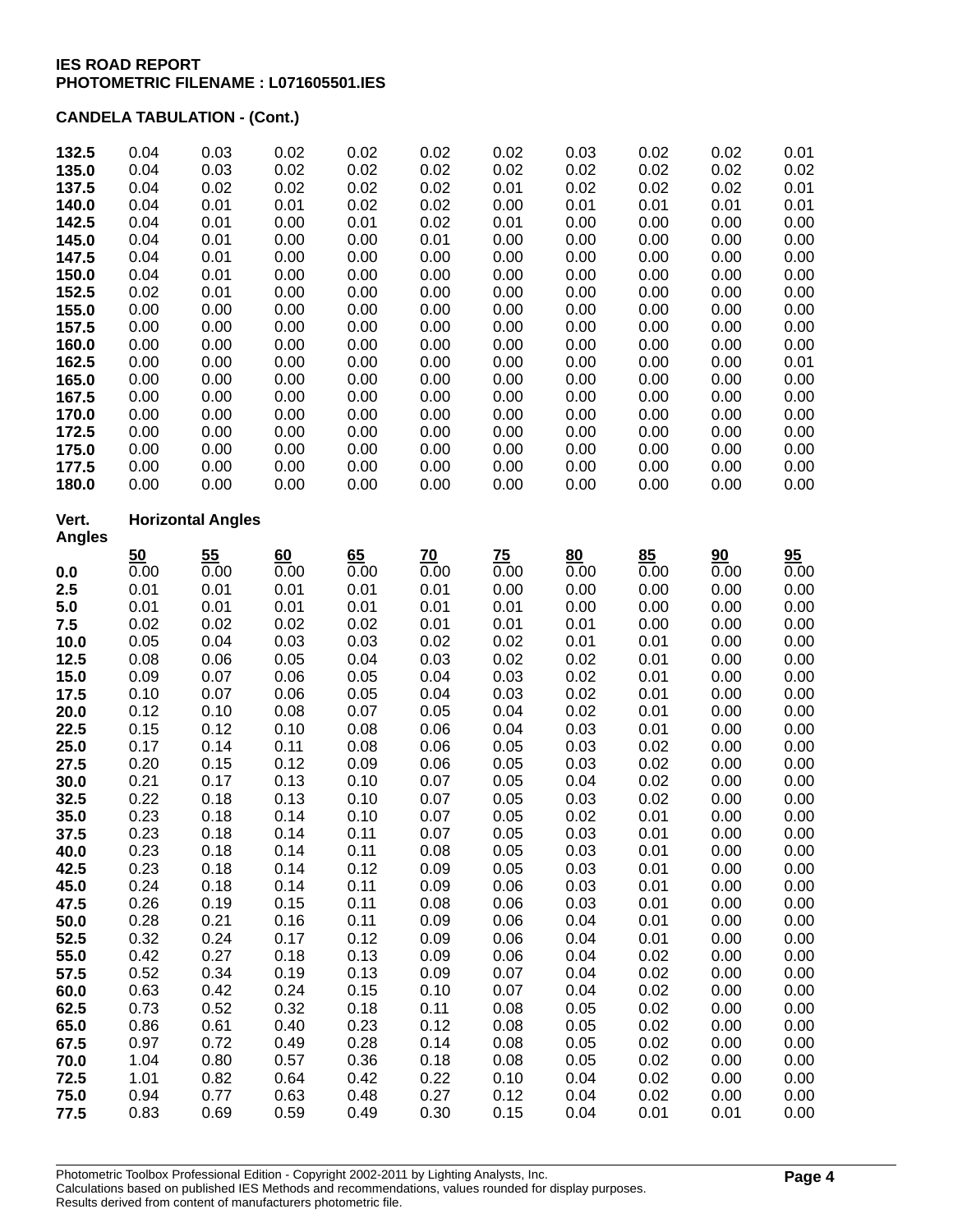**IES ROAD REPORT**
**PHOTOMETRIC FILENAME : L071605501.IES**

**CANDELA TABULATION - (Cont.)**

| | | | | | | | | | | |
|---|---|---|---|---|---|---|---|---|---|---|
| **132.5** | 0.04 | 0.03 | 0.02 | 0.02 | 0.02 | 0.02 | 0.03 | 0.02 | 0.02 | 0.01 |
| **135.0** | 0.04 | 0.03 | 0.02 | 0.02 | 0.02 | 0.02 | 0.02 | 0.02 | 0.02 | 0.02 |
| **137.5** | 0.04 | 0.02 | 0.02 | 0.02 | 0.02 | 0.01 | 0.02 | 0.02 | 0.02 | 0.01 |
| **140.0** | 0.04 | 0.01 | 0.01 | 0.02 | 0.02 | 0.00 | 0.01 | 0.01 | 0.01 | 0.01 |
| **142.5** | 0.04 | 0.01 | 0.00 | 0.01 | 0.02 | 0.01 | 0.00 | 0.00 | 0.00 | 0.00 |
| **145.0** | 0.04 | 0.01 | 0.00 | 0.00 | 0.01 | 0.00 | 0.00 | 0.00 | 0.00 | 0.00 |
| **147.5** | 0.04 | 0.01 | 0.00 | 0.00 | 0.00 | 0.00 | 0.00 | 0.00 | 0.00 | 0.00 |
| **150.0** | 0.04 | 0.01 | 0.00 | 0.00 | 0.00 | 0.00 | 0.00 | 0.00 | 0.00 | 0.00 |
| **152.5** | 0.02 | 0.01 | 0.00 | 0.00 | 0.00 | 0.00 | 0.00 | 0.00 | 0.00 | 0.00 |
| **155.0** | 0.00 | 0.00 | 0.00 | 0.00 | 0.00 | 0.00 | 0.00 | 0.00 | 0.00 | 0.00 |
| **157.5** | 0.00 | 0.00 | 0.00 | 0.00 | 0.00 | 0.00 | 0.00 | 0.00 | 0.00 | 0.00 |
| **160.0** | 0.00 | 0.00 | 0.00 | 0.00 | 0.00 | 0.00 | 0.00 | 0.00 | 0.00 | 0.00 |
| **162.5** | 0.00 | 0.00 | 0.00 | 0.00 | 0.00 | 0.00 | 0.00 | 0.00 | 0.00 | 0.01 |
| **165.0** | 0.00 | 0.00 | 0.00 | 0.00 | 0.00 | 0.00 | 0.00 | 0.00 | 0.00 | 0.00 |
| **167.5** | 0.00 | 0.00 | 0.00 | 0.00 | 0.00 | 0.00 | 0.00 | 0.00 | 0.00 | 0.00 |
| **170.0** | 0.00 | 0.00 | 0.00 | 0.00 | 0.00 | 0.00 | 0.00 | 0.00 | 0.00 | 0.00 |
| **172.5** | 0.00 | 0.00 | 0.00 | 0.00 | 0.00 | 0.00 | 0.00 | 0.00 | 0.00 | 0.00 |
| **175.0** | 0.00 | 0.00 | 0.00 | 0.00 | 0.00 | 0.00 | 0.00 | 0.00 | 0.00 | 0.00 |
| **177.5** | 0.00 | 0.00 | 0.00 | 0.00 | 0.00 | 0.00 | 0.00 | 0.00 | 0.00 | 0.00 |
| **180.0** | 0.00 | 0.00 | 0.00 | 0.00 | 0.00 | 0.00 | 0.00 | 0.00 | 0.00 | 0.00 |

| **Vert. Angles** | **Horizontal Angles** | | | | | | | | | |
|---|---|---|---|---|---|---|---|---|---|---|
| | **50** | **55** | **60** | **65** | **70** | **75** | **80** | **85** | **90** | **95** |
| **0.0** | 0.00 | 0.00 | 0.00 | 0.00 | 0.00 | 0.00 | 0.00 | 0.00 | 0.00 | 0.00 |
| **2.5** | 0.01 | 0.01 | 0.01 | 0.01 | 0.01 | 0.00 | 0.00 | 0.00 | 0.00 | 0.00 |
| **5.0** | 0.01 | 0.01 | 0.01 | 0.01 | 0.01 | 0.01 | 0.00 | 0.00 | 0.00 | 0.00 |
| **7.5** | 0.02 | 0.02 | 0.02 | 0.02 | 0.01 | 0.01 | 0.01 | 0.00 | 0.00 | 0.00 |
| **10.0** | 0.05 | 0.04 | 0.03 | 0.03 | 0.02 | 0.02 | 0.01 | 0.01 | 0.00 | 0.00 |
| **12.5** | 0.08 | 0.06 | 0.05 | 0.04 | 0.03 | 0.02 | 0.02 | 0.01 | 0.00 | 0.00 |
| **15.0** | 0.09 | 0.07 | 0.06 | 0.05 | 0.04 | 0.03 | 0.02 | 0.01 | 0.00 | 0.00 |
| **17.5** | 0.10 | 0.07 | 0.06 | 0.05 | 0.04 | 0.03 | 0.02 | 0.01 | 0.00 | 0.00 |
| **20.0** | 0.12 | 0.10 | 0.08 | 0.07 | 0.05 | 0.04 | 0.02 | 0.01 | 0.00 | 0.00 |
| **22.5** | 0.15 | 0.12 | 0.10 | 0.08 | 0.06 | 0.04 | 0.03 | 0.01 | 0.00 | 0.00 |
| **25.0** | 0.17 | 0.14 | 0.11 | 0.08 | 0.06 | 0.05 | 0.03 | 0.02 | 0.00 | 0.00 |
| **27.5** | 0.20 | 0.15 | 0.12 | 0.09 | 0.06 | 0.05 | 0.03 | 0.02 | 0.00 | 0.00 |
| **30.0** | 0.21 | 0.17 | 0.13 | 0.10 | 0.07 | 0.05 | 0.04 | 0.02 | 0.00 | 0.00 |
| **32.5** | 0.22 | 0.18 | 0.13 | 0.10 | 0.07 | 0.05 | 0.03 | 0.02 | 0.00 | 0.00 |
| **35.0** | 0.23 | 0.18 | 0.14 | 0.10 | 0.07 | 0.05 | 0.02 | 0.01 | 0.00 | 0.00 |
| **37.5** | 0.23 | 0.18 | 0.14 | 0.11 | 0.07 | 0.05 | 0.03 | 0.01 | 0.00 | 0.00 |
| **40.0** | 0.23 | 0.18 | 0.14 | 0.11 | 0.08 | 0.05 | 0.03 | 0.01 | 0.00 | 0.00 |
| **42.5** | 0.23 | 0.18 | 0.14 | 0.12 | 0.09 | 0.05 | 0.03 | 0.01 | 0.00 | 0.00 |
| **45.0** | 0.24 | 0.18 | 0.14 | 0.11 | 0.09 | 0.06 | 0.03 | 0.01 | 0.00 | 0.00 |
| **47.5** | 0.26 | 0.19 | 0.15 | 0.11 | 0.08 | 0.06 | 0.03 | 0.01 | 0.00 | 0.00 |
| **50.0** | 0.28 | 0.21 | 0.16 | 0.11 | 0.09 | 0.06 | 0.04 | 0.01 | 0.00 | 0.00 |
| **52.5** | 0.32 | 0.24 | 0.17 | 0.12 | 0.09 | 0.06 | 0.04 | 0.01 | 0.00 | 0.00 |
| **55.0** | 0.42 | 0.27 | 0.18 | 0.13 | 0.09 | 0.06 | 0.04 | 0.02 | 0.00 | 0.00 |
| **57.5** | 0.52 | 0.34 | 0.19 | 0.13 | 0.09 | 0.07 | 0.04 | 0.02 | 0.00 | 0.00 |
| **60.0** | 0.63 | 0.42 | 0.24 | 0.15 | 0.10 | 0.07 | 0.04 | 0.02 | 0.00 | 0.00 |
| **62.5** | 0.73 | 0.52 | 0.32 | 0.18 | 0.11 | 0.08 | 0.05 | 0.02 | 0.00 | 0.00 |
| **65.0** | 0.86 | 0.61 | 0.40 | 0.23 | 0.12 | 0.08 | 0.05 | 0.02 | 0.00 | 0.00 |
| **67.5** | 0.97 | 0.72 | 0.49 | 0.28 | 0.14 | 0.08 | 0.05 | 0.02 | 0.00 | 0.00 |
| **70.0** | 1.04 | 0.80 | 0.57 | 0.36 | 0.18 | 0.08 | 0.05 | 0.02 | 0.00 | 0.00 |
| **72.5** | 1.01 | 0.82 | 0.64 | 0.42 | 0.22 | 0.10 | 0.04 | 0.02 | 0.00 | 0.00 |
| **75.0** | 0.94 | 0.77 | 0.63 | 0.48 | 0.27 | 0.12 | 0.04 | 0.02 | 0.00 | 0.00 |
| **77.5** | 0.83 | 0.69 | 0.59 | 0.49 | 0.30 | 0.15 | 0.04 | 0.01 | 0.01 | 0.00 |

Photometric Toolbox Professional Edition - Copyright 2002-2011 by Lighting Analysts, Inc.
Calculations based on published IES Methods and recommendations, values rounded for display purposes.
Results derived from content of manufacturers photometric file.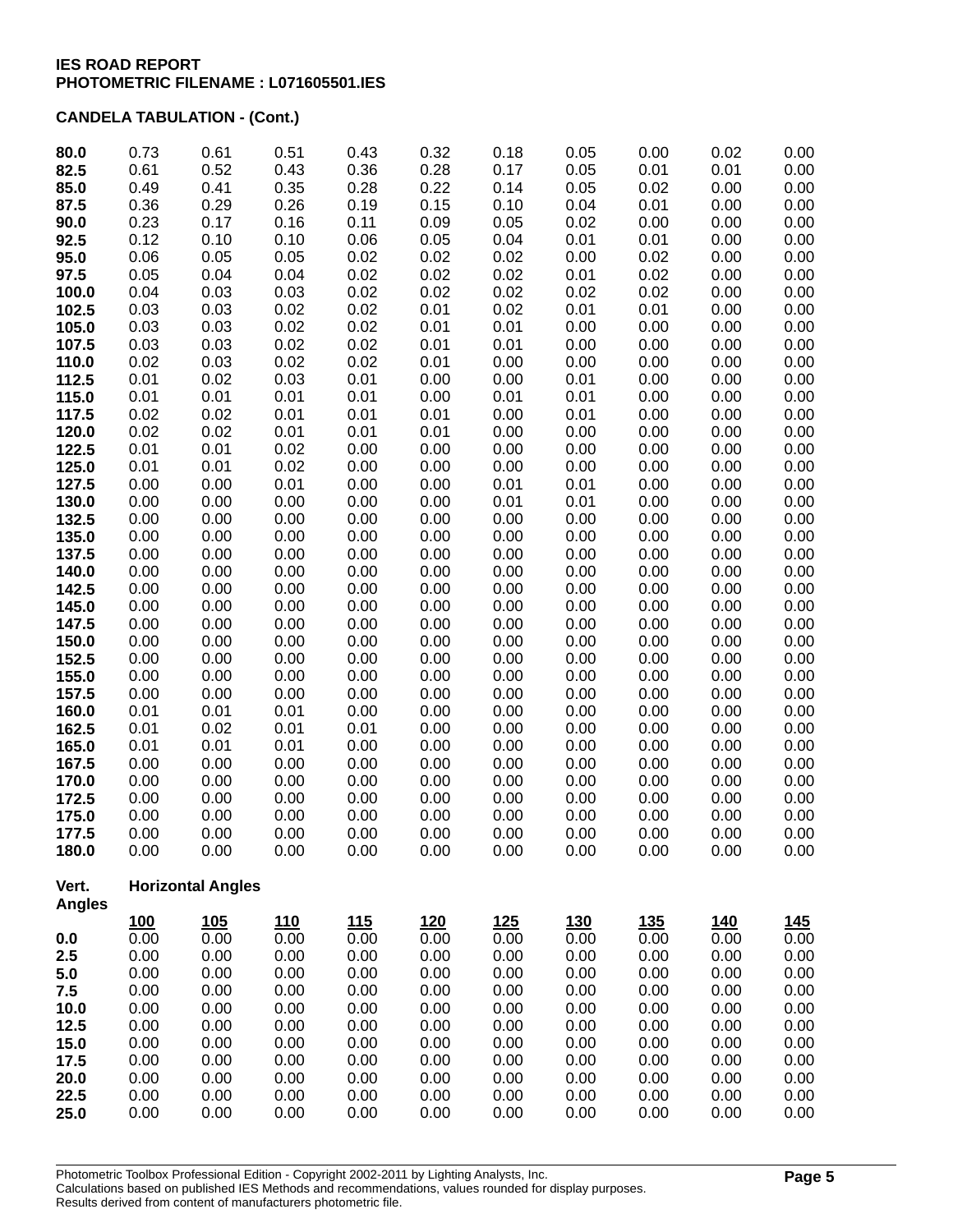**IES ROAD REPORT**
**PHOTOMETRIC FILENAME : L071605501.IES**

**CANDELA TABULATION - (Cont.)**

| | | | | | | | | | | |
|---|---|---|---|---|---|---|---|---|---|---|
| **80.0** | 0.73 | 0.61 | 0.51 | 0.43 | 0.32 | 0.18 | 0.05 | 0.00 | 0.02 | 0.00 |
| **82.5** | 0.61 | 0.52 | 0.43 | 0.36 | 0.28 | 0.17 | 0.05 | 0.01 | 0.01 | 0.00 |
| **85.0** | 0.49 | 0.41 | 0.35 | 0.28 | 0.22 | 0.14 | 0.05 | 0.02 | 0.00 | 0.00 |
| **87.5** | 0.36 | 0.29 | 0.26 | 0.19 | 0.15 | 0.10 | 0.04 | 0.01 | 0.00 | 0.00 |
| **90.0** | 0.23 | 0.17 | 0.16 | 0.11 | 0.09 | 0.05 | 0.02 | 0.00 | 0.00 | 0.00 |
| **92.5** | 0.12 | 0.10 | 0.10 | 0.06 | 0.05 | 0.04 | 0.01 | 0.01 | 0.00 | 0.00 |
| **95.0** | 0.06 | 0.05 | 0.05 | 0.02 | 0.02 | 0.02 | 0.00 | 0.02 | 0.00 | 0.00 |
| **97.5** | 0.05 | 0.04 | 0.04 | 0.02 | 0.02 | 0.02 | 0.01 | 0.02 | 0.00 | 0.00 |
| **100.0** | 0.04 | 0.03 | 0.03 | 0.02 | 0.02 | 0.02 | 0.02 | 0.02 | 0.00 | 0.00 |
| **102.5** | 0.03 | 0.03 | 0.02 | 0.02 | 0.01 | 0.02 | 0.01 | 0.01 | 0.00 | 0.00 |
| **105.0** | 0.03 | 0.03 | 0.02 | 0.02 | 0.01 | 0.01 | 0.00 | 0.00 | 0.00 | 0.00 |
| **107.5** | 0.03 | 0.03 | 0.02 | 0.02 | 0.01 | 0.01 | 0.00 | 0.00 | 0.00 | 0.00 |
| **110.0** | 0.02 | 0.03 | 0.02 | 0.02 | 0.01 | 0.00 | 0.00 | 0.00 | 0.00 | 0.00 |
| **112.5** | 0.01 | 0.02 | 0.03 | 0.01 | 0.00 | 0.00 | 0.01 | 0.00 | 0.00 | 0.00 |
| **115.0** | 0.01 | 0.01 | 0.01 | 0.01 | 0.00 | 0.01 | 0.01 | 0.00 | 0.00 | 0.00 |
| **117.5** | 0.02 | 0.02 | 0.01 | 0.01 | 0.01 | 0.00 | 0.01 | 0.00 | 0.00 | 0.00 |
| **120.0** | 0.02 | 0.02 | 0.01 | 0.01 | 0.01 | 0.00 | 0.00 | 0.00 | 0.00 | 0.00 |
| **122.5** | 0.01 | 0.01 | 0.02 | 0.00 | 0.00 | 0.00 | 0.00 | 0.00 | 0.00 | 0.00 |
| **125.0** | 0.01 | 0.01 | 0.02 | 0.00 | 0.00 | 0.00 | 0.00 | 0.00 | 0.00 | 0.00 |
| **127.5** | 0.00 | 0.00 | 0.01 | 0.00 | 0.00 | 0.01 | 0.01 | 0.00 | 0.00 | 0.00 |
| **130.0** | 0.00 | 0.00 | 0.00 | 0.00 | 0.00 | 0.01 | 0.01 | 0.00 | 0.00 | 0.00 |
| **132.5** | 0.00 | 0.00 | 0.00 | 0.00 | 0.00 | 0.00 | 0.00 | 0.00 | 0.00 | 0.00 |
| **135.0** | 0.00 | 0.00 | 0.00 | 0.00 | 0.00 | 0.00 | 0.00 | 0.00 | 0.00 | 0.00 |
| **137.5** | 0.00 | 0.00 | 0.00 | 0.00 | 0.00 | 0.00 | 0.00 | 0.00 | 0.00 | 0.00 |
| **140.0** | 0.00 | 0.00 | 0.00 | 0.00 | 0.00 | 0.00 | 0.00 | 0.00 | 0.00 | 0.00 |
| **142.5** | 0.00 | 0.00 | 0.00 | 0.00 | 0.00 | 0.00 | 0.00 | 0.00 | 0.00 | 0.00 |
| **145.0** | 0.00 | 0.00 | 0.00 | 0.00 | 0.00 | 0.00 | 0.00 | 0.00 | 0.00 | 0.00 |
| **147.5** | 0.00 | 0.00 | 0.00 | 0.00 | 0.00 | 0.00 | 0.00 | 0.00 | 0.00 | 0.00 |
| **150.0** | 0.00 | 0.00 | 0.00 | 0.00 | 0.00 | 0.00 | 0.00 | 0.00 | 0.00 | 0.00 |
| **152.5** | 0.00 | 0.00 | 0.00 | 0.00 | 0.00 | 0.00 | 0.00 | 0.00 | 0.00 | 0.00 |
| **155.0** | 0.00 | 0.00 | 0.00 | 0.00 | 0.00 | 0.00 | 0.00 | 0.00 | 0.00 | 0.00 |
| **157.5** | 0.00 | 0.00 | 0.00 | 0.00 | 0.00 | 0.00 | 0.00 | 0.00 | 0.00 | 0.00 |
| **160.0** | 0.01 | 0.01 | 0.01 | 0.00 | 0.00 | 0.00 | 0.00 | 0.00 | 0.00 | 0.00 |
| **162.5** | 0.01 | 0.02 | 0.01 | 0.01 | 0.00 | 0.00 | 0.00 | 0.00 | 0.00 | 0.00 |
| **165.0** | 0.01 | 0.01 | 0.01 | 0.00 | 0.00 | 0.00 | 0.00 | 0.00 | 0.00 | 0.00 |
| **167.5** | 0.00 | 0.00 | 0.00 | 0.00 | 0.00 | 0.00 | 0.00 | 0.00 | 0.00 | 0.00 |
| **170.0** | 0.00 | 0.00 | 0.00 | 0.00 | 0.00 | 0.00 | 0.00 | 0.00 | 0.00 | 0.00 |
| **172.5** | 0.00 | 0.00 | 0.00 | 0.00 | 0.00 | 0.00 | 0.00 | 0.00 | 0.00 | 0.00 |
| **175.0** | 0.00 | 0.00 | 0.00 | 0.00 | 0.00 | 0.00 | 0.00 | 0.00 | 0.00 | 0.00 |
| **177.5** | 0.00 | 0.00 | 0.00 | 0.00 | 0.00 | 0.00 | 0.00 | 0.00 | 0.00 | 0.00 |
| **180.0** | 0.00 | 0.00 | 0.00 | 0.00 | 0.00 | 0.00 | 0.00 | 0.00 | 0.00 | 0.00 |

| **Vert. Angles** | **Horizontal Angles** | | | | | | | | | |
|---|---|---|---|---|---|---|---|---|---|---|
| | **100** | **105** | **110** | **115** | **120** | **125** | **130** | **135** | **140** | **145** |
| **0.0** | 0.00 | 0.00 | 0.00 | 0.00 | 0.00 | 0.00 | 0.00 | 0.00 | 0.00 | 0.00 |
| **2.5** | 0.00 | 0.00 | 0.00 | 0.00 | 0.00 | 0.00 | 0.00 | 0.00 | 0.00 | 0.00 |
| **5.0** | 0.00 | 0.00 | 0.00 | 0.00 | 0.00 | 0.00 | 0.00 | 0.00 | 0.00 | 0.00 |
| **7.5** | 0.00 | 0.00 | 0.00 | 0.00 | 0.00 | 0.00 | 0.00 | 0.00 | 0.00 | 0.00 |
| **10.0** | 0.00 | 0.00 | 0.00 | 0.00 | 0.00 | 0.00 | 0.00 | 0.00 | 0.00 | 0.00 |
| **12.5** | 0.00 | 0.00 | 0.00 | 0.00 | 0.00 | 0.00 | 0.00 | 0.00 | 0.00 | 0.00 |
| **15.0** | 0.00 | 0.00 | 0.00 | 0.00 | 0.00 | 0.00 | 0.00 | 0.00 | 0.00 | 0.00 |
| **17.5** | 0.00 | 0.00 | 0.00 | 0.00 | 0.00 | 0.00 | 0.00 | 0.00 | 0.00 | 0.00 |
| **20.0** | 0.00 | 0.00 | 0.00 | 0.00 | 0.00 | 0.00 | 0.00 | 0.00 | 0.00 | 0.00 |
| **22.5** | 0.00 | 0.00 | 0.00 | 0.00 | 0.00 | 0.00 | 0.00 | 0.00 | 0.00 | 0.00 |
| **25.0** | 0.00 | 0.00 | 0.00 | 0.00 | 0.00 | 0.00 | 0.00 | 0.00 | 0.00 | 0.00 |

Photometric Toolbox Professional Edition - Copyright 2002-2011 by Lighting Analysts, Inc.
Calculations based on published IES Methods and recommendations, values rounded for display purposes.
Results derived from content of manufacturers photometric file.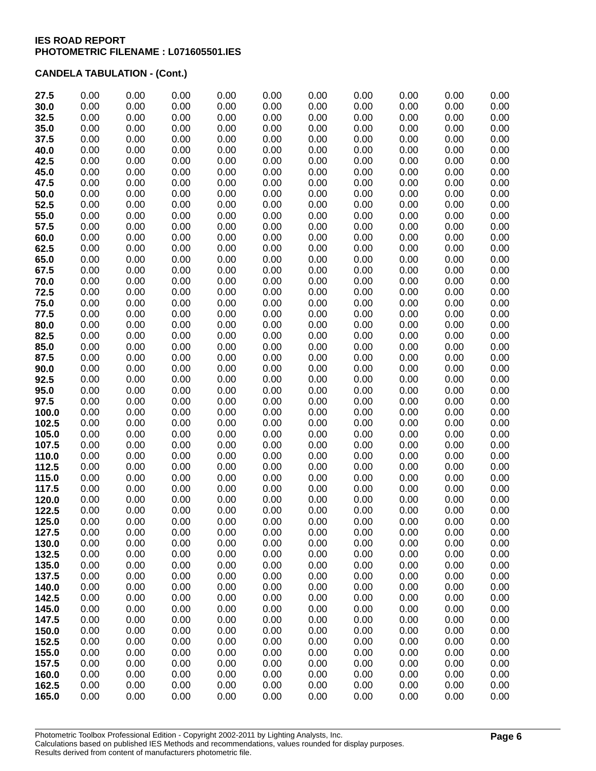**IES ROAD REPORT**
**PHOTOMETRIC FILENAME : L071605501.IES**

**CANDELA TABULATION - (Cont.)**

| | | | | | | | | | | |
|---|---|---|---|---|---|---|---|---|---|---|
| **27.5** | 0.00 | 0.00 | 0.00 | 0.00 | 0.00 | 0.00 | 0.00 | 0.00 | 0.00 | 0.00 |
| **30.0** | 0.00 | 0.00 | 0.00 | 0.00 | 0.00 | 0.00 | 0.00 | 0.00 | 0.00 | 0.00 |
| **32.5** | 0.00 | 0.00 | 0.00 | 0.00 | 0.00 | 0.00 | 0.00 | 0.00 | 0.00 | 0.00 |
| **35.0** | 0.00 | 0.00 | 0.00 | 0.00 | 0.00 | 0.00 | 0.00 | 0.00 | 0.00 | 0.00 |
| **37.5** | 0.00 | 0.00 | 0.00 | 0.00 | 0.00 | 0.00 | 0.00 | 0.00 | 0.00 | 0.00 |
| **40.0** | 0.00 | 0.00 | 0.00 | 0.00 | 0.00 | 0.00 | 0.00 | 0.00 | 0.00 | 0.00 |
| **42.5** | 0.00 | 0.00 | 0.00 | 0.00 | 0.00 | 0.00 | 0.00 | 0.00 | 0.00 | 0.00 |
| **45.0** | 0.00 | 0.00 | 0.00 | 0.00 | 0.00 | 0.00 | 0.00 | 0.00 | 0.00 | 0.00 |
| **47.5** | 0.00 | 0.00 | 0.00 | 0.00 | 0.00 | 0.00 | 0.00 | 0.00 | 0.00 | 0.00 |
| **50.0** | 0.00 | 0.00 | 0.00 | 0.00 | 0.00 | 0.00 | 0.00 | 0.00 | 0.00 | 0.00 |
| **52.5** | 0.00 | 0.00 | 0.00 | 0.00 | 0.00 | 0.00 | 0.00 | 0.00 | 0.00 | 0.00 |
| **55.0** | 0.00 | 0.00 | 0.00 | 0.00 | 0.00 | 0.00 | 0.00 | 0.00 | 0.00 | 0.00 |
| **57.5** | 0.00 | 0.00 | 0.00 | 0.00 | 0.00 | 0.00 | 0.00 | 0.00 | 0.00 | 0.00 |
| **60.0** | 0.00 | 0.00 | 0.00 | 0.00 | 0.00 | 0.00 | 0.00 | 0.00 | 0.00 | 0.00 |
| **62.5** | 0.00 | 0.00 | 0.00 | 0.00 | 0.00 | 0.00 | 0.00 | 0.00 | 0.00 | 0.00 |
| **65.0** | 0.00 | 0.00 | 0.00 | 0.00 | 0.00 | 0.00 | 0.00 | 0.00 | 0.00 | 0.00 |
| **67.5** | 0.00 | 0.00 | 0.00 | 0.00 | 0.00 | 0.00 | 0.00 | 0.00 | 0.00 | 0.00 |
| **70.0** | 0.00 | 0.00 | 0.00 | 0.00 | 0.00 | 0.00 | 0.00 | 0.00 | 0.00 | 0.00 |
| **72.5** | 0.00 | 0.00 | 0.00 | 0.00 | 0.00 | 0.00 | 0.00 | 0.00 | 0.00 | 0.00 |
| **75.0** | 0.00 | 0.00 | 0.00 | 0.00 | 0.00 | 0.00 | 0.00 | 0.00 | 0.00 | 0.00 |
| **77.5** | 0.00 | 0.00 | 0.00 | 0.00 | 0.00 | 0.00 | 0.00 | 0.00 | 0.00 | 0.00 |
| **80.0** | 0.00 | 0.00 | 0.00 | 0.00 | 0.00 | 0.00 | 0.00 | 0.00 | 0.00 | 0.00 |
| **82.5** | 0.00 | 0.00 | 0.00 | 0.00 | 0.00 | 0.00 | 0.00 | 0.00 | 0.00 | 0.00 |
| **85.0** | 0.00 | 0.00 | 0.00 | 0.00 | 0.00 | 0.00 | 0.00 | 0.00 | 0.00 | 0.00 |
| **87.5** | 0.00 | 0.00 | 0.00 | 0.00 | 0.00 | 0.00 | 0.00 | 0.00 | 0.00 | 0.00 |
| **90.0** | 0.00 | 0.00 | 0.00 | 0.00 | 0.00 | 0.00 | 0.00 | 0.00 | 0.00 | 0.00 |
| **92.5** | 0.00 | 0.00 | 0.00 | 0.00 | 0.00 | 0.00 | 0.00 | 0.00 | 0.00 | 0.00 |
| **95.0** | 0.00 | 0.00 | 0.00 | 0.00 | 0.00 | 0.00 | 0.00 | 0.00 | 0.00 | 0.00 |
| **97.5** | 0.00 | 0.00 | 0.00 | 0.00 | 0.00 | 0.00 | 0.00 | 0.00 | 0.00 | 0.00 |
| **100.0** | 0.00 | 0.00 | 0.00 | 0.00 | 0.00 | 0.00 | 0.00 | 0.00 | 0.00 | 0.00 |
| **102.5** | 0.00 | 0.00 | 0.00 | 0.00 | 0.00 | 0.00 | 0.00 | 0.00 | 0.00 | 0.00 |
| **105.0** | 0.00 | 0.00 | 0.00 | 0.00 | 0.00 | 0.00 | 0.00 | 0.00 | 0.00 | 0.00 |
| **107.5** | 0.00 | 0.00 | 0.00 | 0.00 | 0.00 | 0.00 | 0.00 | 0.00 | 0.00 | 0.00 |
| **110.0** | 0.00 | 0.00 | 0.00 | 0.00 | 0.00 | 0.00 | 0.00 | 0.00 | 0.00 | 0.00 |
| **112.5** | 0.00 | 0.00 | 0.00 | 0.00 | 0.00 | 0.00 | 0.00 | 0.00 | 0.00 | 0.00 |
| **115.0** | 0.00 | 0.00 | 0.00 | 0.00 | 0.00 | 0.00 | 0.00 | 0.00 | 0.00 | 0.00 |
| **117.5** | 0.00 | 0.00 | 0.00 | 0.00 | 0.00 | 0.00 | 0.00 | 0.00 | 0.00 | 0.00 |
| **120.0** | 0.00 | 0.00 | 0.00 | 0.00 | 0.00 | 0.00 | 0.00 | 0.00 | 0.00 | 0.00 |
| **122.5** | 0.00 | 0.00 | 0.00 | 0.00 | 0.00 | 0.00 | 0.00 | 0.00 | 0.00 | 0.00 |
| **125.0** | 0.00 | 0.00 | 0.00 | 0.00 | 0.00 | 0.00 | 0.00 | 0.00 | 0.00 | 0.00 |
| **127.5** | 0.00 | 0.00 | 0.00 | 0.00 | 0.00 | 0.00 | 0.00 | 0.00 | 0.00 | 0.00 |
| **130.0** | 0.00 | 0.00 | 0.00 | 0.00 | 0.00 | 0.00 | 0.00 | 0.00 | 0.00 | 0.00 |
| **132.5** | 0.00 | 0.00 | 0.00 | 0.00 | 0.00 | 0.00 | 0.00 | 0.00 | 0.00 | 0.00 |
| **135.0** | 0.00 | 0.00 | 0.00 | 0.00 | 0.00 | 0.00 | 0.00 | 0.00 | 0.00 | 0.00 |
| **137.5** | 0.00 | 0.00 | 0.00 | 0.00 | 0.00 | 0.00 | 0.00 | 0.00 | 0.00 | 0.00 |
| **140.0** | 0.00 | 0.00 | 0.00 | 0.00 | 0.00 | 0.00 | 0.00 | 0.00 | 0.00 | 0.00 |
| **142.5** | 0.00 | 0.00 | 0.00 | 0.00 | 0.00 | 0.00 | 0.00 | 0.00 | 0.00 | 0.00 |
| **145.0** | 0.00 | 0.00 | 0.00 | 0.00 | 0.00 | 0.00 | 0.00 | 0.00 | 0.00 | 0.00 |
| **147.5** | 0.00 | 0.00 | 0.00 | 0.00 | 0.00 | 0.00 | 0.00 | 0.00 | 0.00 | 0.00 |
| **150.0** | 0.00 | 0.00 | 0.00 | 0.00 | 0.00 | 0.00 | 0.00 | 0.00 | 0.00 | 0.00 |
| **152.5** | 0.00 | 0.00 | 0.00 | 0.00 | 0.00 | 0.00 | 0.00 | 0.00 | 0.00 | 0.00 |
| **155.0** | 0.00 | 0.00 | 0.00 | 0.00 | 0.00 | 0.00 | 0.00 | 0.00 | 0.00 | 0.00 |
| **157.5** | 0.00 | 0.00 | 0.00 | 0.00 | 0.00 | 0.00 | 0.00 | 0.00 | 0.00 | 0.00 |
| **160.0** | 0.00 | 0.00 | 0.00 | 0.00 | 0.00 | 0.00 | 0.00 | 0.00 | 0.00 | 0.00 |
| **162.5** | 0.00 | 0.00 | 0.00 | 0.00 | 0.00 | 0.00 | 0.00 | 0.00 | 0.00 | 0.00 |
| **165.0** | 0.00 | 0.00 | 0.00 | 0.00 | 0.00 | 0.00 | 0.00 | 0.00 | 0.00 | 0.00 |

Photometric Toolbox Professional Edition - Copyright 2002-2011 by Lighting Analysts, Inc.
Calculations based on published IES Methods and recommendations, values rounded for display purposes.
Results derived from content of manufacturers photometric file.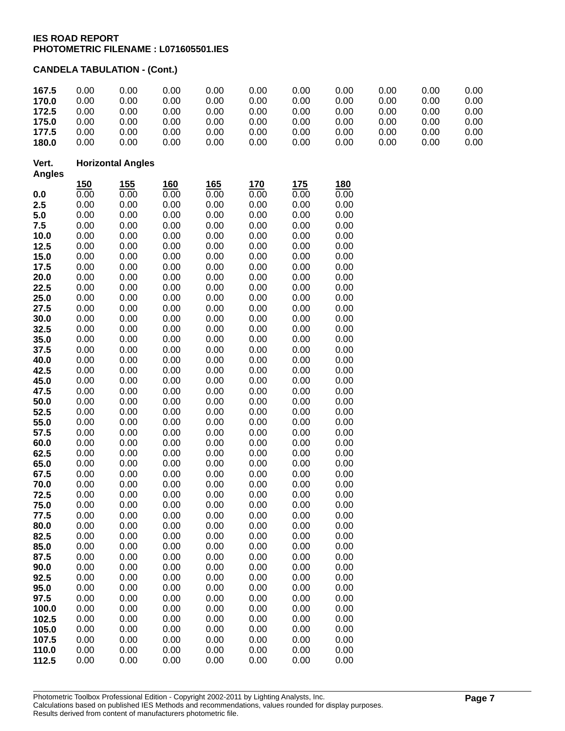**IES ROAD REPORT**
**PHOTOMETRIC FILENAME : L071605501.IES**

**CANDELA TABULATION - (Cont.)**

| | | | | | | | | | | |
|---|---|---|---|---|---|---|---|---|---|---|
| **167.5** | 0.00 | 0.00 | 0.00 | 0.00 | 0.00 | 0.00 | 0.00 | 0.00 | 0.00 | 0.00 |
| **170.0** | 0.00 | 0.00 | 0.00 | 0.00 | 0.00 | 0.00 | 0.00 | 0.00 | 0.00 | 0.00 |
| **172.5** | 0.00 | 0.00 | 0.00 | 0.00 | 0.00 | 0.00 | 0.00 | 0.00 | 0.00 | 0.00 |
| **175.0** | 0.00 | 0.00 | 0.00 | 0.00 | 0.00 | 0.00 | 0.00 | 0.00 | 0.00 | 0.00 |
| **177.5** | 0.00 | 0.00 | 0.00 | 0.00 | 0.00 | 0.00 | 0.00 | 0.00 | 0.00 | 0.00 |
| **180.0** | 0.00 | 0.00 | 0.00 | 0.00 | 0.00 | 0.00 | 0.00 | 0.00 | 0.00 | 0.00 |

| Vert. Angles | Horizontal Angles | | | | | | |
|---|---|---|---|---|---|---|---|
| | 150 | 155 | 160 | 165 | 170 | 175 | 180 |
| **0.0** | 0.00 | 0.00 | 0.00 | 0.00 | 0.00 | 0.00 | 0.00 |
| **2.5** | 0.00 | 0.00 | 0.00 | 0.00 | 0.00 | 0.00 | 0.00 |
| **5.0** | 0.00 | 0.00 | 0.00 | 0.00 | 0.00 | 0.00 | 0.00 |
| **7.5** | 0.00 | 0.00 | 0.00 | 0.00 | 0.00 | 0.00 | 0.00 |
| **10.0** | 0.00 | 0.00 | 0.00 | 0.00 | 0.00 | 0.00 | 0.00 |
| **12.5** | 0.00 | 0.00 | 0.00 | 0.00 | 0.00 | 0.00 | 0.00 |
| **15.0** | 0.00 | 0.00 | 0.00 | 0.00 | 0.00 | 0.00 | 0.00 |
| **17.5** | 0.00 | 0.00 | 0.00 | 0.00 | 0.00 | 0.00 | 0.00 |
| **20.0** | 0.00 | 0.00 | 0.00 | 0.00 | 0.00 | 0.00 | 0.00 |
| **22.5** | 0.00 | 0.00 | 0.00 | 0.00 | 0.00 | 0.00 | 0.00 |
| **25.0** | 0.00 | 0.00 | 0.00 | 0.00 | 0.00 | 0.00 | 0.00 |
| **27.5** | 0.00 | 0.00 | 0.00 | 0.00 | 0.00 | 0.00 | 0.00 |
| **30.0** | 0.00 | 0.00 | 0.00 | 0.00 | 0.00 | 0.00 | 0.00 |
| **32.5** | 0.00 | 0.00 | 0.00 | 0.00 | 0.00 | 0.00 | 0.00 |
| **35.0** | 0.00 | 0.00 | 0.00 | 0.00 | 0.00 | 0.00 | 0.00 |
| **37.5** | 0.00 | 0.00 | 0.00 | 0.00 | 0.00 | 0.00 | 0.00 |
| **40.0** | 0.00 | 0.00 | 0.00 | 0.00 | 0.00 | 0.00 | 0.00 |
| **42.5** | 0.00 | 0.00 | 0.00 | 0.00 | 0.00 | 0.00 | 0.00 |
| **45.0** | 0.00 | 0.00 | 0.00 | 0.00 | 0.00 | 0.00 | 0.00 |
| **47.5** | 0.00 | 0.00 | 0.00 | 0.00 | 0.00 | 0.00 | 0.00 |
| **50.0** | 0.00 | 0.00 | 0.00 | 0.00 | 0.00 | 0.00 | 0.00 |
| **52.5** | 0.00 | 0.00 | 0.00 | 0.00 | 0.00 | 0.00 | 0.00 |
| **55.0** | 0.00 | 0.00 | 0.00 | 0.00 | 0.00 | 0.00 | 0.00 |
| **57.5** | 0.00 | 0.00 | 0.00 | 0.00 | 0.00 | 0.00 | 0.00 |
| **60.0** | 0.00 | 0.00 | 0.00 | 0.00 | 0.00 | 0.00 | 0.00 |
| **62.5** | 0.00 | 0.00 | 0.00 | 0.00 | 0.00 | 0.00 | 0.00 |
| **65.0** | 0.00 | 0.00 | 0.00 | 0.00 | 0.00 | 0.00 | 0.00 |
| **67.5** | 0.00 | 0.00 | 0.00 | 0.00 | 0.00 | 0.00 | 0.00 |
| **70.0** | 0.00 | 0.00 | 0.00 | 0.00 | 0.00 | 0.00 | 0.00 |
| **72.5** | 0.00 | 0.00 | 0.00 | 0.00 | 0.00 | 0.00 | 0.00 |
| **75.0** | 0.00 | 0.00 | 0.00 | 0.00 | 0.00 | 0.00 | 0.00 |
| **77.5** | 0.00 | 0.00 | 0.00 | 0.00 | 0.00 | 0.00 | 0.00 |
| **80.0** | 0.00 | 0.00 | 0.00 | 0.00 | 0.00 | 0.00 | 0.00 |
| **82.5** | 0.00 | 0.00 | 0.00 | 0.00 | 0.00 | 0.00 | 0.00 |
| **85.0** | 0.00 | 0.00 | 0.00 | 0.00 | 0.00 | 0.00 | 0.00 |
| **87.5** | 0.00 | 0.00 | 0.00 | 0.00 | 0.00 | 0.00 | 0.00 |
| **90.0** | 0.00 | 0.00 | 0.00 | 0.00 | 0.00 | 0.00 | 0.00 |
| **92.5** | 0.00 | 0.00 | 0.00 | 0.00 | 0.00 | 0.00 | 0.00 |
| **95.0** | 0.00 | 0.00 | 0.00 | 0.00 | 0.00 | 0.00 | 0.00 |
| **97.5** | 0.00 | 0.00 | 0.00 | 0.00 | 0.00 | 0.00 | 0.00 |
| **100.0** | 0.00 | 0.00 | 0.00 | 0.00 | 0.00 | 0.00 | 0.00 |
| **102.5** | 0.00 | 0.00 | 0.00 | 0.00 | 0.00 | 0.00 | 0.00 |
| **105.0** | 0.00 | 0.00 | 0.00 | 0.00 | 0.00 | 0.00 | 0.00 |
| **107.5** | 0.00 | 0.00 | 0.00 | 0.00 | 0.00 | 0.00 | 0.00 |
| **110.0** | 0.00 | 0.00 | 0.00 | 0.00 | 0.00 | 0.00 | 0.00 |
| **112.5** | 0.00 | 0.00 | 0.00 | 0.00 | 0.00 | 0.00 | 0.00 |

Photometric Toolbox Professional Edition - Copyright 2002-2011 by Lighting Analysts, Inc.
Calculations based on published IES Methods and recommendations, values rounded for display purposes.
Results derived from content of manufacturers photometric file.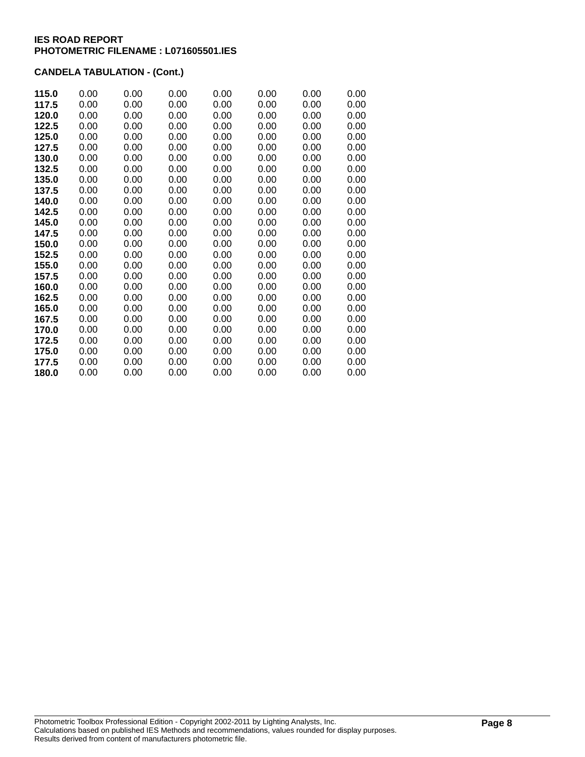**IES ROAD REPORT**
**PHOTOMETRIC FILENAME : L071605501.IES**

**CANDELA TABULATION - (Cont.)**

| | | | | | | | |
|---|---|---|---|---|---|---|---|
| **115.0** | 0.00 | 0.00 | 0.00 | 0.00 | 0.00 | 0.00 | 0.00 |
| **117.5** | 0.00 | 0.00 | 0.00 | 0.00 | 0.00 | 0.00 | 0.00 |
| **120.0** | 0.00 | 0.00 | 0.00 | 0.00 | 0.00 | 0.00 | 0.00 |
| **122.5** | 0.00 | 0.00 | 0.00 | 0.00 | 0.00 | 0.00 | 0.00 |
| **125.0** | 0.00 | 0.00 | 0.00 | 0.00 | 0.00 | 0.00 | 0.00 |
| **127.5** | 0.00 | 0.00 | 0.00 | 0.00 | 0.00 | 0.00 | 0.00 |
| **130.0** | 0.00 | 0.00 | 0.00 | 0.00 | 0.00 | 0.00 | 0.00 |
| **132.5** | 0.00 | 0.00 | 0.00 | 0.00 | 0.00 | 0.00 | 0.00 |
| **135.0** | 0.00 | 0.00 | 0.00 | 0.00 | 0.00 | 0.00 | 0.00 |
| **137.5** | 0.00 | 0.00 | 0.00 | 0.00 | 0.00 | 0.00 | 0.00 |
| **140.0** | 0.00 | 0.00 | 0.00 | 0.00 | 0.00 | 0.00 | 0.00 |
| **142.5** | 0.00 | 0.00 | 0.00 | 0.00 | 0.00 | 0.00 | 0.00 |
| **145.0** | 0.00 | 0.00 | 0.00 | 0.00 | 0.00 | 0.00 | 0.00 |
| **147.5** | 0.00 | 0.00 | 0.00 | 0.00 | 0.00 | 0.00 | 0.00 |
| **150.0** | 0.00 | 0.00 | 0.00 | 0.00 | 0.00 | 0.00 | 0.00 |
| **152.5** | 0.00 | 0.00 | 0.00 | 0.00 | 0.00 | 0.00 | 0.00 |
| **155.0** | 0.00 | 0.00 | 0.00 | 0.00 | 0.00 | 0.00 | 0.00 |
| **157.5** | 0.00 | 0.00 | 0.00 | 0.00 | 0.00 | 0.00 | 0.00 |
| **160.0** | 0.00 | 0.00 | 0.00 | 0.00 | 0.00 | 0.00 | 0.00 |
| **162.5** | 0.00 | 0.00 | 0.00 | 0.00 | 0.00 | 0.00 | 0.00 |
| **165.0** | 0.00 | 0.00 | 0.00 | 0.00 | 0.00 | 0.00 | 0.00 |
| **167.5** | 0.00 | 0.00 | 0.00 | 0.00 | 0.00 | 0.00 | 0.00 |
| **170.0** | 0.00 | 0.00 | 0.00 | 0.00 | 0.00 | 0.00 | 0.00 |
| **172.5** | 0.00 | 0.00 | 0.00 | 0.00 | 0.00 | 0.00 | 0.00 |
| **175.0** | 0.00 | 0.00 | 0.00 | 0.00 | 0.00 | 0.00 | 0.00 |
| **177.5** | 0.00 | 0.00 | 0.00 | 0.00 | 0.00 | 0.00 | 0.00 |
| **180.0** | 0.00 | 0.00 | 0.00 | 0.00 | 0.00 | 0.00 | 0.00 |

Photometric Toolbox Professional Edition - Copyright 2002-2011 by Lighting Analysts, Inc.
Calculations based on published IES Methods and recommendations, values rounded for display purposes.
Results derived from content of manufacturers photometric file.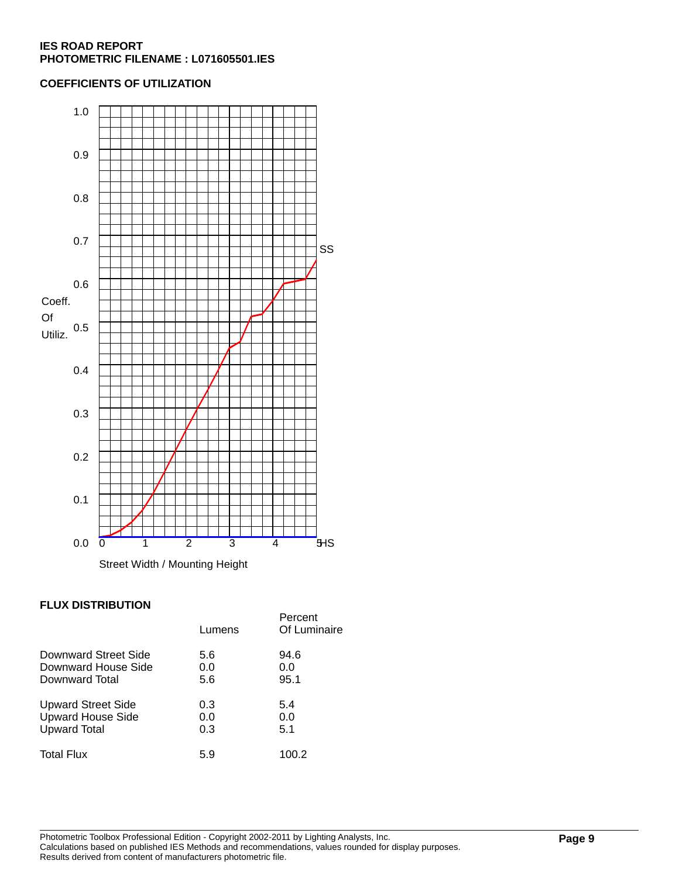**IES ROAD REPORT**
**PHOTOMETRIC FILENAME : L071605501.IES**

## COEFFICIENTS OF UTILIZATION

## FLUX DISTRIBUTION

| | Lumens | Percent Of Luminaire |
|---|---|---|
| Downward Street Side | 5.6 | 94.6 |
| Downward House Side | 0.0 | 0.0 |
| Downward Total | 5.6 | 95.1 |
| Upward Street Side | 0.3 | 5.4 |
| Upward House Side | 0.0 | 0.0 |
| Upward Total | 0.3 | 5.1 |
| Total Flux | 5.9 | 100.2 |

Photometric Toolbox Professional Edition - Copyright 2002-2011 by Lighting Analysts, Inc.
Calculations based on published IES Methods and recommendations, values rounded for display purposes.
Results derived from content of manufacturers photometric file.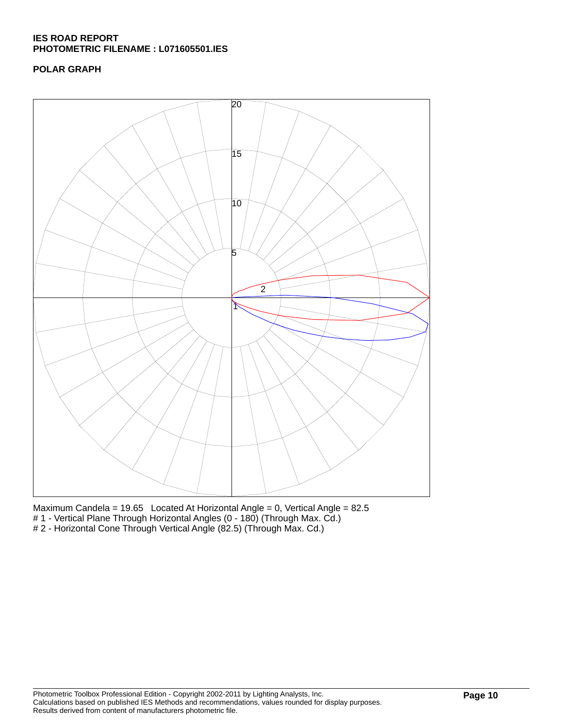**IES ROAD REPORT**
**PHOTOMETRIC FILENAME : L071605501.IES**

**POLAR GRAPH**

Maximum Candela = 19.65   Located At Horizontal Angle = 0, Vertical Angle = 82.5
# 1 - Vertical Plane Through Horizontal Angles (0 - 180) (Through Max. Cd.)
# 2 - Horizontal Cone Through Vertical Angle (82.5) (Through Max. Cd.)

Photometric Toolbox Professional Edition - Copyright 2002-2011 by Lighting Analysts, Inc.
Calculations based on published IES Methods and recommendations, values rounded for display purposes.
Results derived from content of manufacturers photometric file.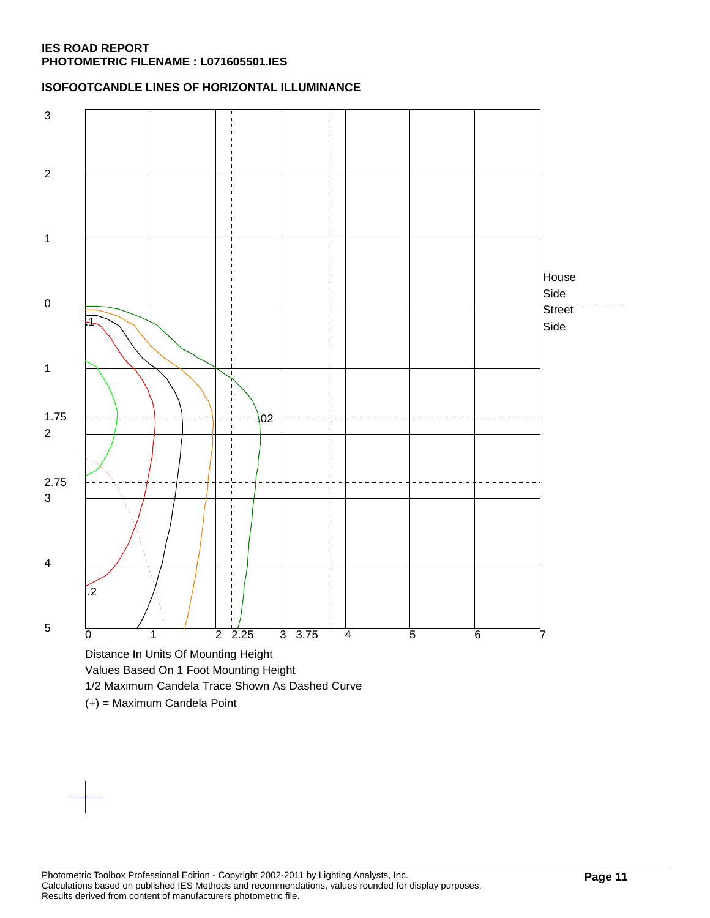**IES ROAD REPORT**
**PHOTOMETRIC FILENAME : L071605501.IES**

**ISOFOOTCANDLE LINES OF HORIZONTAL ILLUMINANCE**

Distance In Units Of Mounting Height

Values Based On 1 Foot Mounting Height

1/2 Maximum Candela Trace Shown As Dashed Curve

(+) = Maximum Candela Point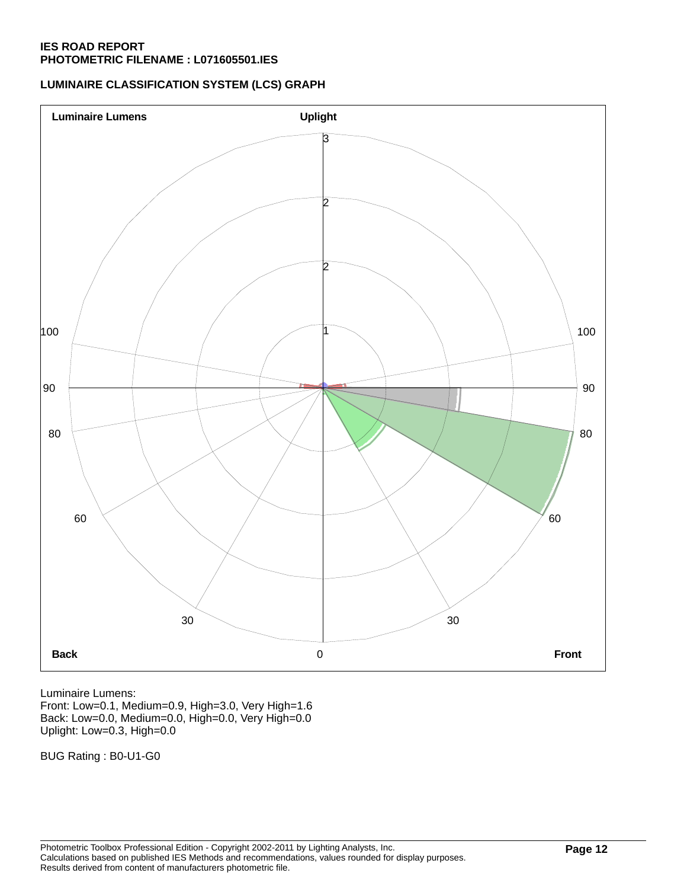**IES ROAD REPORT**
**PHOTOMETRIC FILENAME : L071605501.IES**

**LUMINAIRE CLASSIFICATION SYSTEM (LCS) GRAPH**

**Luminaire Lumens**

**Uplight**

3

2

2

1

100

100

90

90

80

80

60

60

30

30

**Back**

0

**Front**

Luminaire Lumens:
Front: Low=0.1, Medium=0.9, High=3.0, Very High=1.6
Back: Low=0.0, Medium=0.0, High=0.0, Very High=0.0
Uplight: Low=0.3, High=0.0

BUG Rating : B0-U1-G0

Photometric Toolbox Professional Edition - Copyright 2002-2011 by Lighting Analysts, Inc.
Calculations based on published IES Methods and recommendations, values rounded for display purposes.
Results derived from content of manufacturers photometric file.